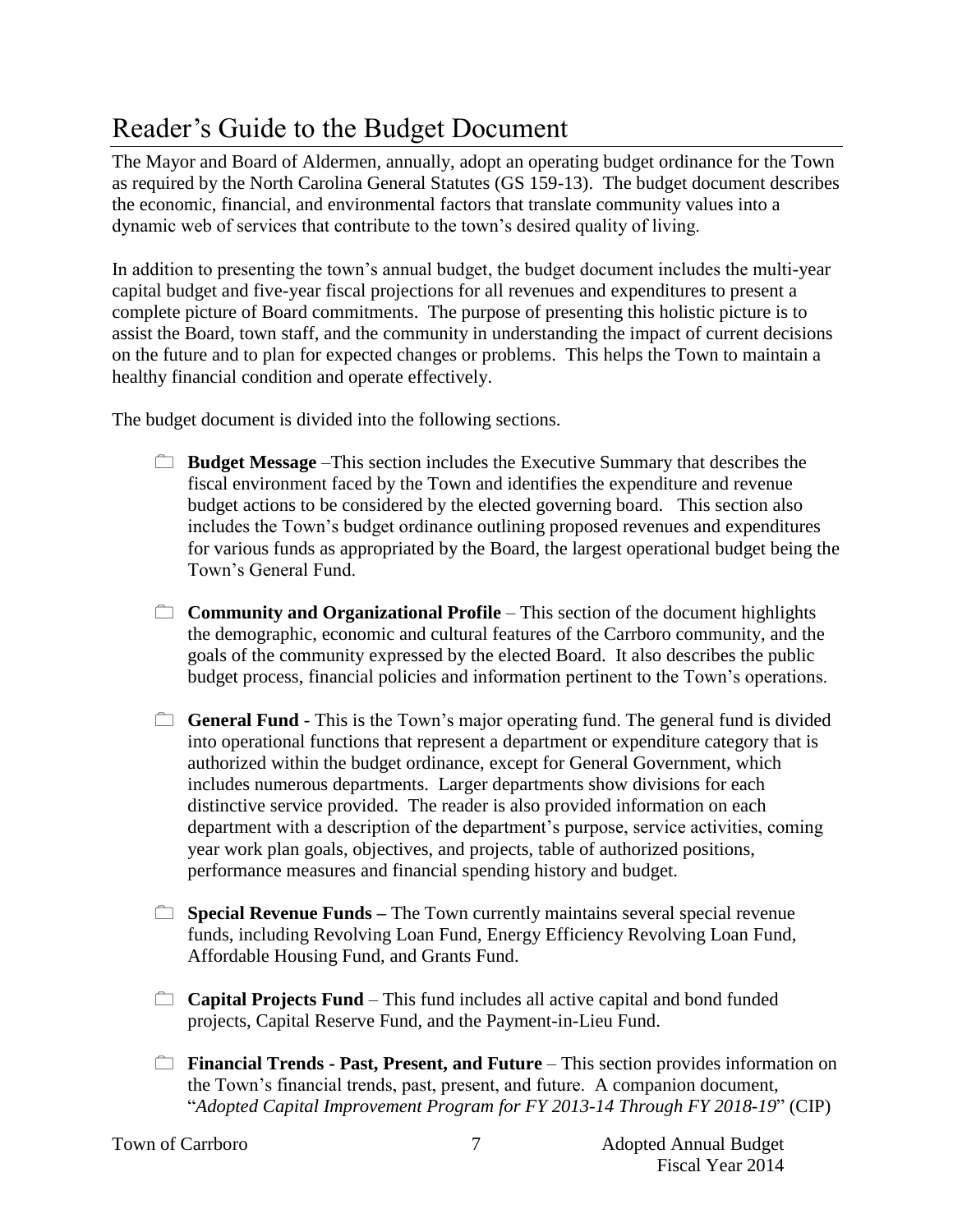# Reader's Guide to the Budget Document

The Mayor and Board of Aldermen, annually, adopt an operating budget ordinance for the Town as required by the North Carolina General Statutes (GS 159-13). The budget document describes the economic, financial, and environmental factors that translate community values into a dynamic web of services that contribute to the town's desired quality of living.

In addition to presenting the town's annual budget, the budget document includes the multi-year capital budget and five-year fiscal projections for all revenues and expenditures to present a complete picture of Board commitments. The purpose of presenting this holistic picture is to assist the Board, town staff, and the community in understanding the impact of current decisions on the future and to plan for expected changes or problems. This helps the Town to maintain a healthy financial condition and operate effectively.

The budget document is divided into the following sections.

- **Budget Message** –This section includes the Executive Summary that describes the fiscal environment faced by the Town and identifies the expenditure and revenue budget actions to be considered by the elected governing board. This section also includes the Town's budget ordinance outlining proposed revenues and expenditures for various funds as appropriated by the Board, the largest operational budget being the Town's General Fund.

- **Community and Organizational Profile** – This section of the document highlights the demographic, economic and cultural features of the Carrboro community, and the goals of the community expressed by the elected Board. It also describes the public budget process, financial policies and information pertinent to the Town's operations.

- **General Fund** - This is the Town's major operating fund. The general fund is divided into operational functions that represent a department or expenditure category that is authorized within the budget ordinance, except for General Government, which includes numerous departments. Larger departments show divisions for each distinctive service provided. The reader is also provided information on each department with a description of the department's purpose, service activities, coming year work plan goals, objectives, and projects, table of authorized positions, performance measures and financial spending history and budget.

- **Special Revenue Funds –** The Town currently maintains several special revenue funds, including Revolving Loan Fund, Energy Efficiency Revolving Loan Fund, Affordable Housing Fund, and Grants Fund.

- **Capital Projects Fund** – This fund includes all active capital and bond funded projects, Capital Reserve Fund, and the Payment-in-Lieu Fund.

- **Financial Trends - Past, Present, and Future** – This section provides information on the Town's financial trends, past, present, and future. A companion document, "*Adopted Capital Improvement Program for FY 2013-14 Through FY 2018-19*" (CIP)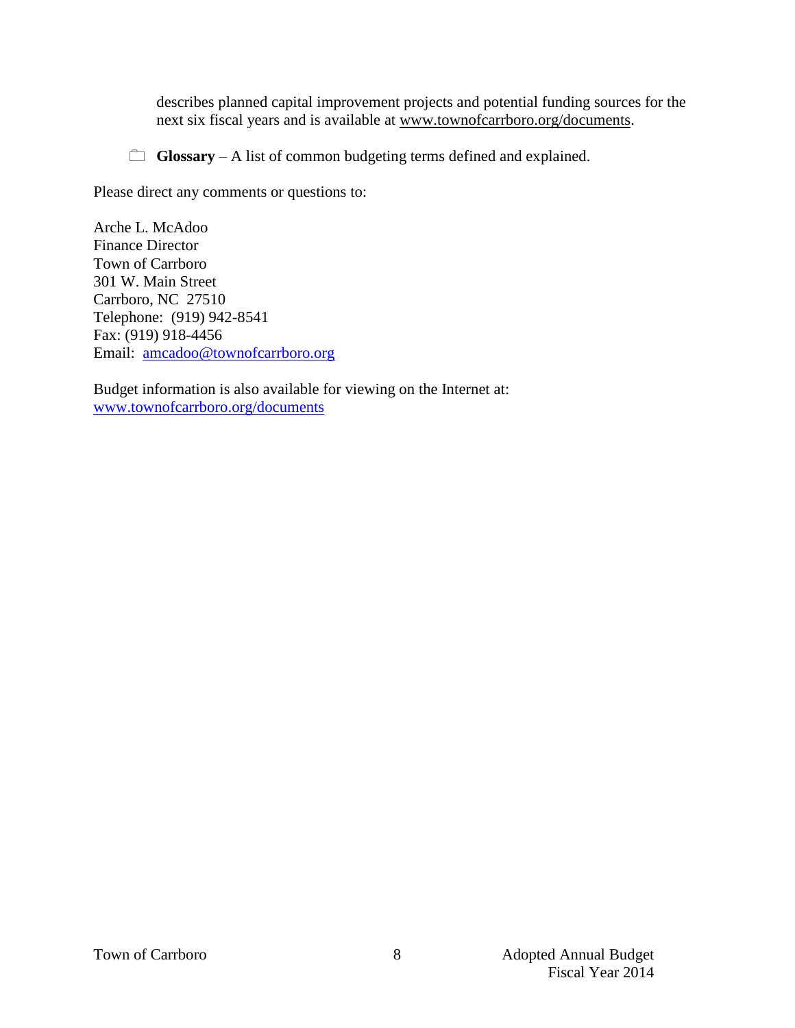describes planned capital improvement projects and potential funding sources for the next six fiscal years and is available at www.townofcarrboro.org/documents.

- **Glossary** – A list of common budgeting terms defined and explained.

Please direct any comments or questions to:

Arche L. McAdoo  
Finance Director  
Town of Carrboro  
301 W. Main Street  
Carrboro, NC 27510  
Telephone: (919) 942-8541  
Fax: (919) 918-4456  
Email: amcadoo@townofcarrboro.org

Budget information is also available for viewing on the Internet at:  
www.townofcarrboro.org/documents